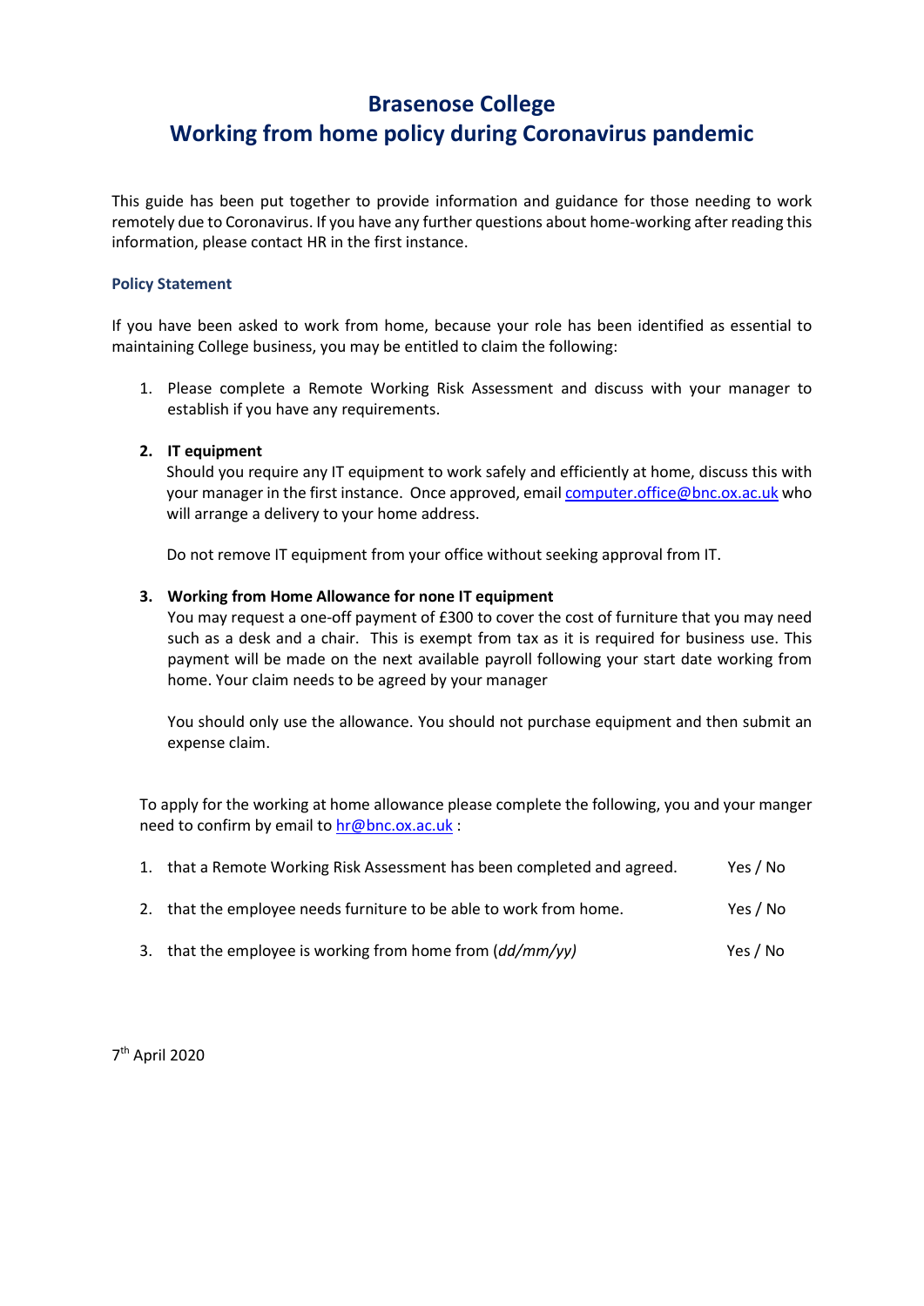# Brasenose College

# Working from home policy during Coronavirus pandemic

This guide has been put together to provide information and guidance for those needing to work remotely due to Coronavirus. If you have any further questions about home-working after reading this information, please contact HR in the first instance.

### Policy Statement

If you have been asked to work from home, because your role has been identified as essential to maintaining College business, you may be entitled to claim the following:

1. Please complete a Remote Working Risk Assessment and discuss with your manager to establish if you have any requirements.

2. **IT equipment**

   Should you require any IT equipment to work safely and efficiently at home, discuss this with your manager in the first instance. Once approved, email computer.office@bnc.ox.ac.uk who will arrange a delivery to your home address.

   Do not remove IT equipment from your office without seeking approval from IT.

3. **Working from Home Allowance for none IT equipment**

   You may request a one-off payment of £300 to cover the cost of furniture that you may need such as a desk and a chair. This is exempt from tax as it is required for business use. This payment will be made on the next available payroll following your start date working from home. Your claim needs to be agreed by your manager

   You should only use the allowance. You should not purchase equipment and then submit an expense claim.

To apply for the working at home allowance please complete the following, you and your manger need to confirm by email to hr@bnc.ox.ac.uk :

1. that a Remote Working Risk Assessment has been completed and agreed. Yes / No
2. that the employee needs furniture to be able to work from home. Yes / No
3. that the employee is working from home from *(dd/mm/yy)* Yes / No

7th April 2020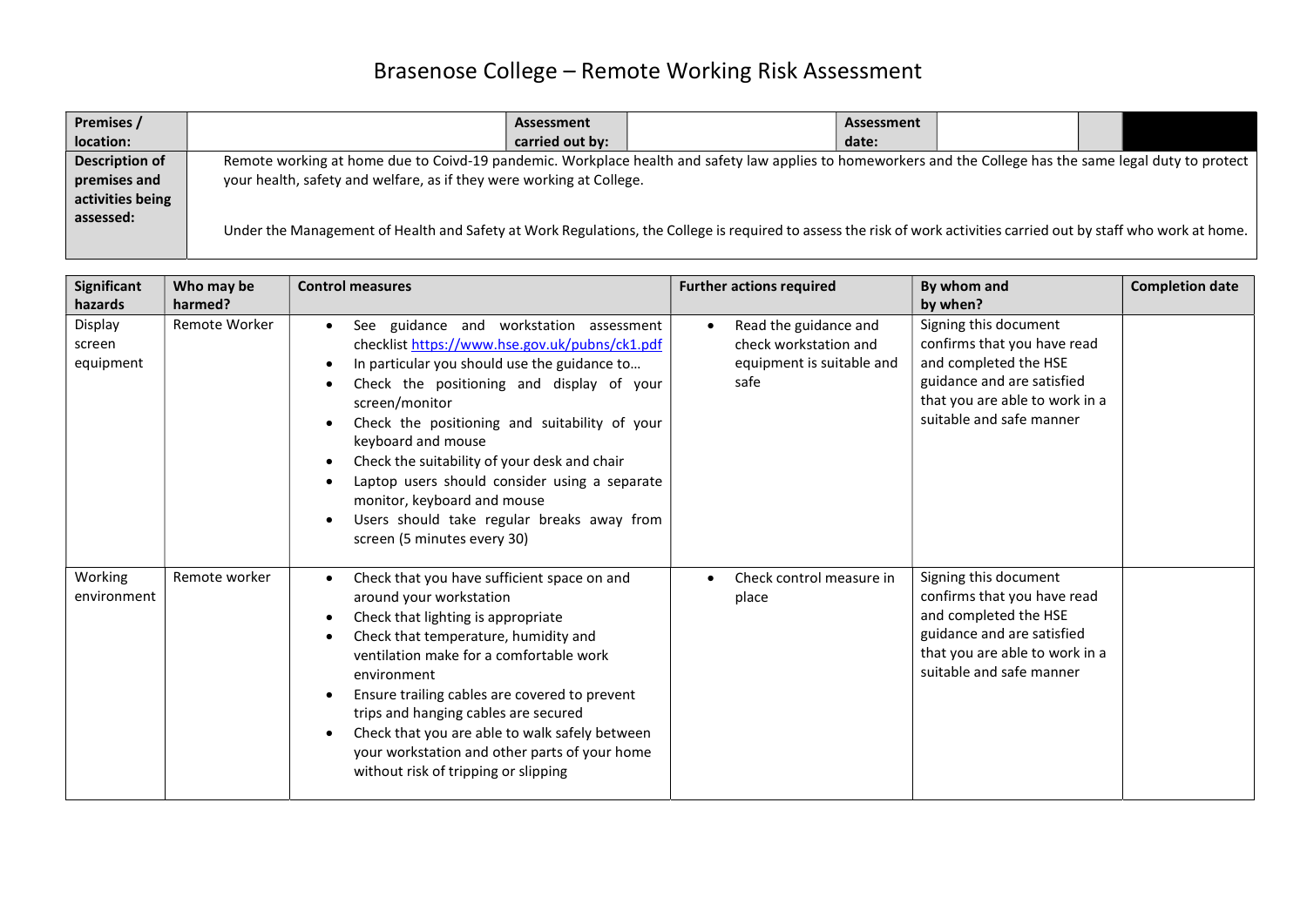# Brasenose College – Remote Working Risk Assessment

| Premises / location: | | Assessment carried out by: | | Assessment date: | | | |
|---|---|---|---|---|---|---|---|
| Description of premises and activities being assessed: | Remote working at home due to Coivd-19 pandemic. Workplace health and safety law applies to homeworkers and the College has the same legal duty to protect your health, safety and welfare, as if they were working at College.<br><br>Under the Management of Health and Safety at Work Regulations, the College is required to assess the risk of work activities carried out by staff who work at home. | | | | | | |

| Significant hazards | Who may be harmed? | Control measures | Further actions required | By whom and by when? | Completion date |
|---|---|---|---|---|---|
| Display screen equipment | Remote Worker | • See guidance and workstation assessment checklist https://www.hse.gov.uk/pubns/ck1.pdf<br>• In particular you should use the guidance to…<br>• Check the positioning and display of your screen/monitor<br>• Check the positioning and suitability of your keyboard and mouse<br>• Check the suitability of your desk and chair<br>• Laptop users should consider using a separate monitor, keyboard and mouse<br>• Users should take regular breaks away from screen (5 minutes every 30) | • Read the guidance and check workstation and equipment is suitable and safe | Signing this document confirms that you have read and completed the HSE guidance and are satisfied that you are able to work in a suitable and safe manner | |
| Working environment | Remote worker | • Check that you have sufficient space on and around your workstation<br>• Check that lighting is appropriate<br>• Check that temperature, humidity and ventilation make for a comfortable work environment<br>• Ensure trailing cables are covered to prevent trips and hanging cables are secured<br>• Check that you are able to walk safely between your workstation and other parts of your home without risk of tripping or slipping | • Check control measure in place | Signing this document confirms that you have read and completed the HSE guidance and are satisfied that you are able to work in a suitable and safe manner | |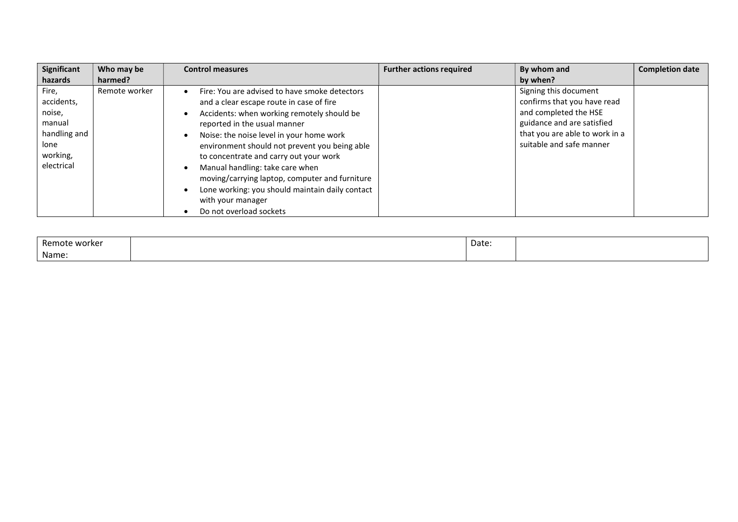| Significant hazards | Who may be harmed? | Control measures | Further actions required | By whom and by when? | Completion date |
|---|---|---|---|---|---|
| Fire, accidents, noise, manual handling and lone working, electrical | Remote worker | • Fire: You are advised to have smoke detectors and a clear escape route in case of fire<br>• Accidents: when working remotely should be reported in the usual manner<br>• Noise: the noise level in your home work environment should not prevent you being able to concentrate and carry out your work<br>• Manual handling: take care when moving/carrying laptop, computer and furniture<br>• Lone working: you should maintain daily contact with your manager<br>• Do not overload sockets | | Signing this document confirms that you have read and completed the HSE guidance and are satisfied that you are able to work in a suitable and safe manner | |

| | | | |
|---|---|---|---|
| Remote worker Name: | | Date: | |